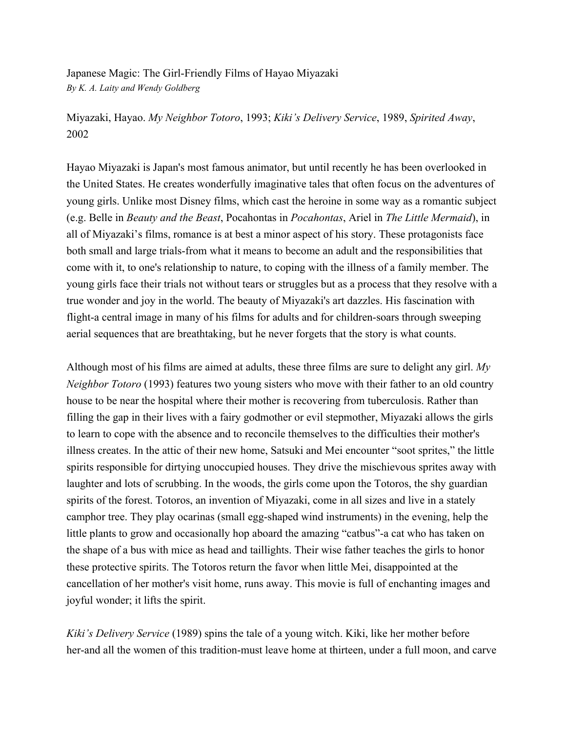# Japanese Magic: The Girl-Friendly Films of Hayao Miyazaki

*By K. A. Laity and Wendy Goldberg*

Miyazaki, Hayao. *My Neighbor Totoro*, 1993; *Kiki's Delivery Service*, 1989, *Spirited Away*, 2002

Hayao Miyazaki is Japan's most famous animator, but until recently he has been overlooked in the United States. He creates wonderfully imaginative tales that often focus on the adventures of young girls. Unlike most Disney films, which cast the heroine in some way as a romantic subject (e.g. Belle in *Beauty and the Beast*, Pocahontas in *Pocahontas*, Ariel in *The Little Mermaid*), in all of Miyazaki's films, romance is at best a minor aspect of his story. These protagonists face both small and large trials-from what it means to become an adult and the responsibilities that come with it, to one's relationship to nature, to coping with the illness of a family member. The young girls face their trials not without tears or struggles but as a process that they resolve with a true wonder and joy in the world. The beauty of Miyazaki's art dazzles. His fascination with flight-a central image in many of his films for adults and for children-soars through sweeping aerial sequences that are breathtaking, but he never forgets that the story is what counts.

Although most of his films are aimed at adults, these three films are sure to delight any girl. *My Neighbor Totoro* (1993) features two young sisters who move with their father to an old country house to be near the hospital where their mother is recovering from tuberculosis. Rather than filling the gap in their lives with a fairy godmother or evil stepmother, Miyazaki allows the girls to learn to cope with the absence and to reconcile themselves to the difficulties their mother's illness creates. In the attic of their new home, Satsuki and Mei encounter "soot sprites," the little spirits responsible for dirtying unoccupied houses. They drive the mischievous sprites away with laughter and lots of scrubbing. In the woods, the girls come upon the Totoros, the shy guardian spirits of the forest. Totoros, an invention of Miyazaki, come in all sizes and live in a stately camphor tree. They play ocarinas (small egg-shaped wind instruments) in the evening, help the little plants to grow and occasionally hop aboard the amazing "catbus"-a cat who has taken on the shape of a bus with mice as head and taillights. Their wise father teaches the girls to honor these protective spirits. The Totoros return the favor when little Mei, disappointed at the cancellation of her mother's visit home, runs away. This movie is full of enchanting images and joyful wonder; it lifts the spirit.

*Kiki's Delivery Service* (1989) spins the tale of a young witch. Kiki, like her mother before her-and all the women of this tradition-must leave home at thirteen, under a full moon, and carve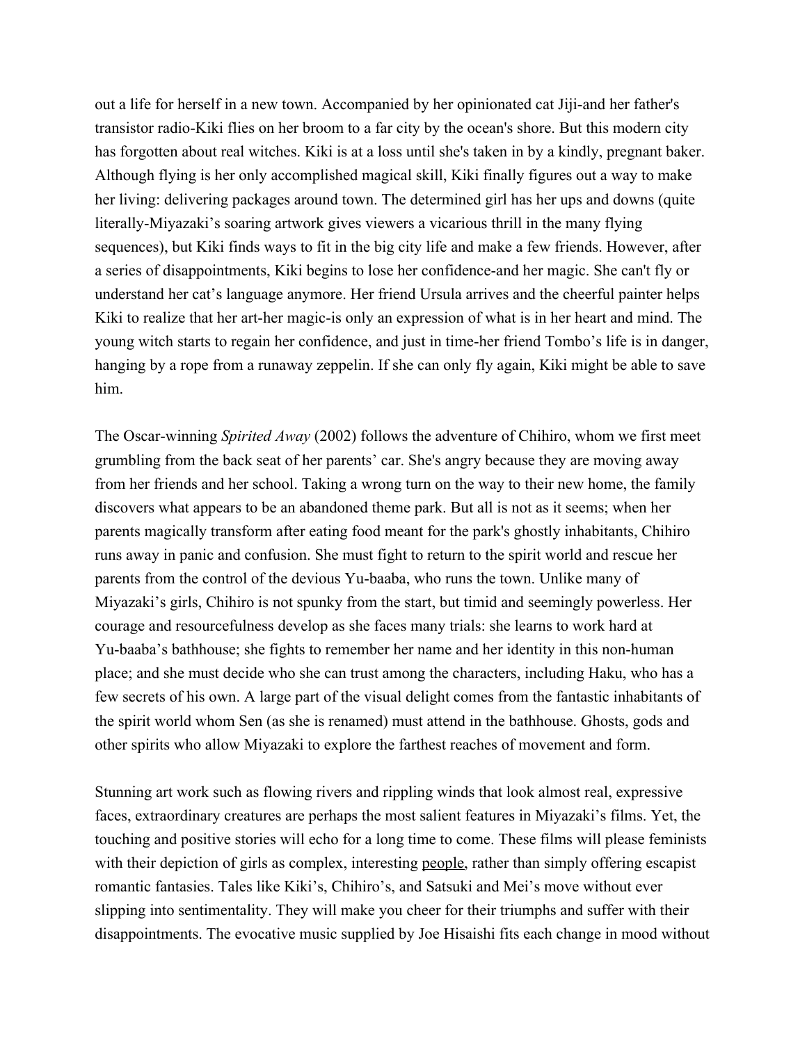out a life for herself in a new town. Accompanied by her opinionated cat Jiji-and her father's transistor radio-Kiki flies on her broom to a far city by the ocean's shore. But this modern city has forgotten about real witches. Kiki is at a loss until she's taken in by a kindly, pregnant baker. Although flying is her only accomplished magical skill, Kiki finally figures out a way to make her living: delivering packages around town. The determined girl has her ups and downs (quite literally-Miyazaki's soaring artwork gives viewers a vicarious thrill in the many flying sequences), but Kiki finds ways to fit in the big city life and make a few friends. However, after a series of disappointments, Kiki begins to lose her confidence-and her magic. She can't fly or understand her cat's language anymore. Her friend Ursula arrives and the cheerful painter helps Kiki to realize that her art-her magic-is only an expression of what is in her heart and mind. The young witch starts to regain her confidence, and just in time-her friend Tombo's life is in danger, hanging by a rope from a runaway zeppelin. If she can only fly again, Kiki might be able to save him.

The Oscar-winning *Spirited Away* (2002) follows the adventure of Chihiro, whom we first meet grumbling from the back seat of her parents' car. She's angry because they are moving away from her friends and her school. Taking a wrong turn on the way to their new home, the family discovers what appears to be an abandoned theme park. But all is not as it seems; when her parents magically transform after eating food meant for the park's ghostly inhabitants, Chihiro runs away in panic and confusion. She must fight to return to the spirit world and rescue her parents from the control of the devious Yu-baaba, who runs the town. Unlike many of Miyazaki's girls, Chihiro is not spunky from the start, but timid and seemingly powerless. Her courage and resourcefulness develop as she faces many trials: she learns to work hard at Yu-baaba's bathhouse; she fights to remember her name and her identity in this non-human place; and she must decide who she can trust among the characters, including Haku, who has a few secrets of his own. A large part of the visual delight comes from the fantastic inhabitants of the spirit world whom Sen (as she is renamed) must attend in the bathhouse. Ghosts, gods and other spirits who allow Miyazaki to explore the farthest reaches of movement and form.

Stunning art work such as flowing rivers and rippling winds that look almost real, expressive faces, extraordinary creatures are perhaps the most salient features in Miyazaki's films. Yet, the touching and positive stories will echo for a long time to come. These films will please feminists with their depiction of girls as complex, interesting people, rather than simply offering escapist romantic fantasies. Tales like Kiki's, Chihiro's, and Satsuki and Mei's move without ever slipping into sentimentality. They will make you cheer for their triumphs and suffer with their disappointments. The evocative music supplied by Joe Hisaishi fits each change in mood without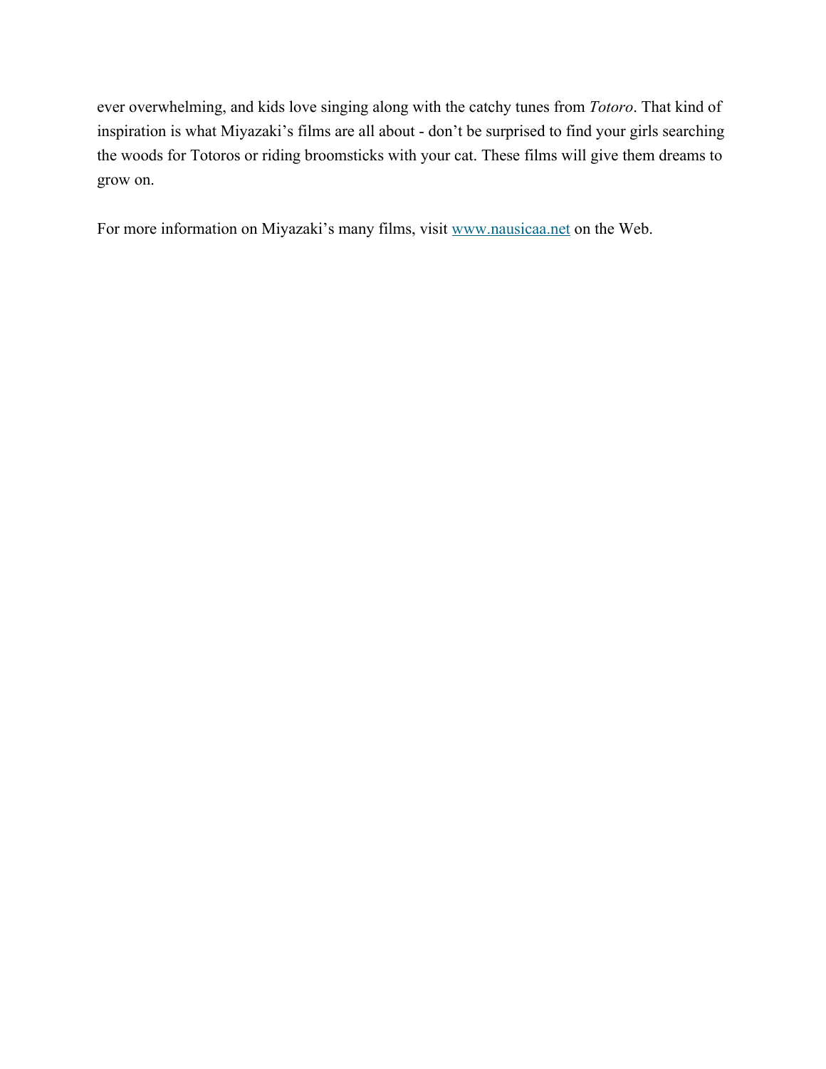ever overwhelming, and kids love singing along with the catchy tunes from *Totoro*. That kind of inspiration is what Miyazaki's films are all about - don't be surprised to find your girls searching the woods for Totoros or riding broomsticks with your cat. These films will give them dreams to grow on.

For more information on Miyazaki's many films, visit [www.nausicaa.net](http://www.nausicaa.net) on the Web.